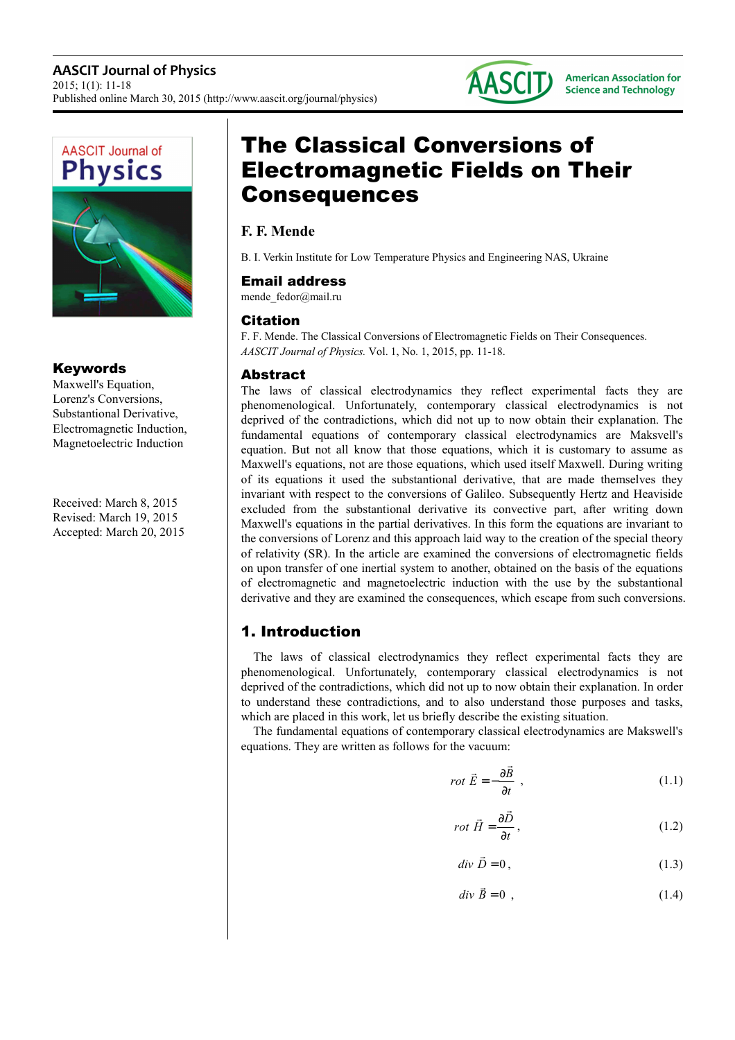# The Classical Conversions of Electromagnetic Fields on Their Consequences

**F. F. Mende**

B. I. Verkin Institute for Low Temperature Physics and Engineering NAS, Ukraine

## Email address

mende_fedor@mail.ru

## Citation

F. F. Mende. The Classical Conversions of Electromagnetic Fields on Their Consequences. *AASCIT Journal of Physics.* Vol. 1, No. 1, 2015, pp. 11-18.

## Keywords

Maxwell's Equation, Lorenz's Conversions, Substantional Derivative, Electromagnetic Induction, Magnetoelectric Induction

Received: March 8, 2015
Revised: March 19, 2015
Accepted: March 20, 2015

## Abstract

The laws of classical electrodynamics they reflect experimental facts they are phenomenological. Unfortunately, contemporary classical electrodynamics is not deprived of the contradictions, which did not up to now obtain their explanation. The fundamental equations of contemporary classical electrodynamics are Maksvell's equation. But not all know that those equations, which it is customary to assume as Maxwell's equations, not are those equations, which used itself Maxwell. During writing of its equations it used the substantional derivative, that are made themselves they invariant with respect to the conversions of Galileo. Subsequently Hertz and Heaviside excluded from the substantional derivative its convective part, after writing down Maxwell's equations in the partial derivatives. In this form the equations are invariant to the conversions of Lorenz and this approach laid way to the creation of the special theory of relativity (SR). In the article are examined the conversions of electromagnetic fields on upon transfer of one inertial system to another, obtained on the basis of the equations of electromagnetic and magnetoelectric induction with the use by the substantional derivative and they are examined the consequences, which escape from such conversions.

## 1. Introduction

The laws of classical electrodynamics they reflect experimental facts they are phenomenological. Unfortunately, contemporary classical electrodynamics is not deprived of the contradictions, which did not up to now obtain their explanation. In order to understand these contradictions, and to also understand those purposes and tasks, which are placed in this work, let us briefly describe the existing situation.

The fundamental equations of contemporary classical electrodynamics are Makswell's equations. They are written as follows for the vacuum:

$$rot\ \vec{E} = -\frac{\partial \vec{B}}{\partial t}\ , \qquad (1.1)$$

$$rot\ \vec{H} = \frac{\partial \vec{D}}{\partial t}\ , \qquad (1.2)$$

$$div\ \vec{D} = 0\ , \qquad (1.3)$$

$$div\ \vec{B} = 0\ , \qquad (1.4)$$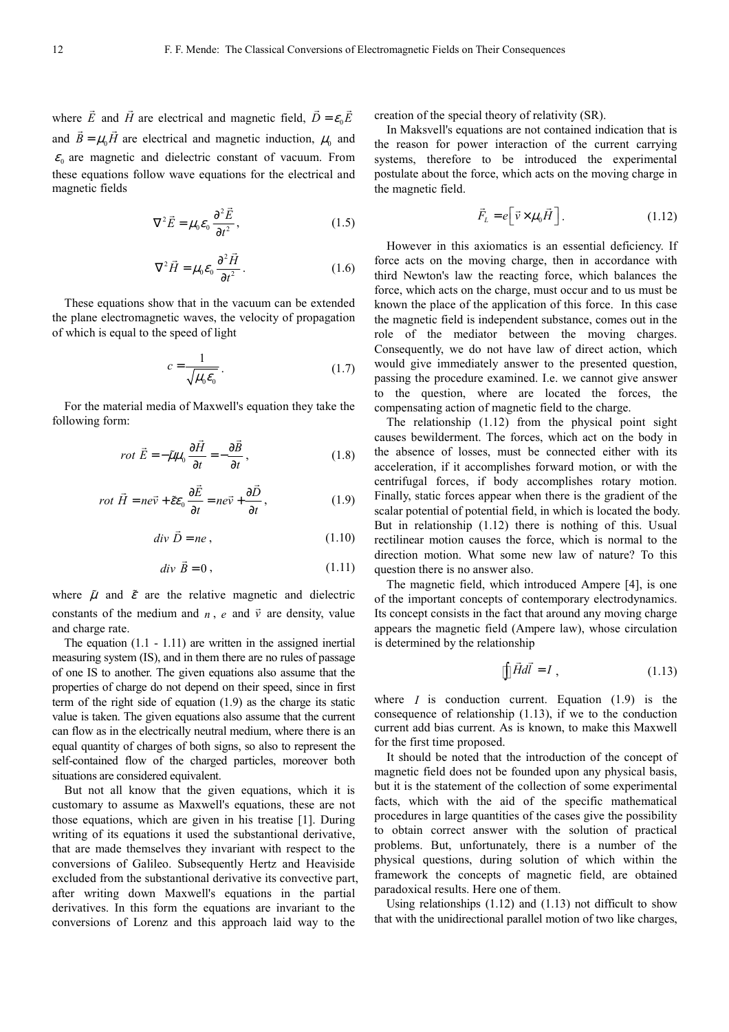where $\vec{E}$ and $\vec{H}$ are electrical and magnetic field, $\vec{D} = \varepsilon_0 \vec{E}$ and $\vec{B} = \mu_0 \vec{H}$ are electrical and magnetic induction, $\mu_0$ and $\varepsilon_0$ are magnetic and dielectric constant of vacuum. From these equations follow wave equations for the electrical and magnetic fields

$$\nabla^2 \vec{E} = \mu_0 \varepsilon_0 \frac{\partial^2 \vec{E}}{\partial t^2}, \tag{1.5}$$

$$\nabla^2 \vec{H} = \mu_0 \varepsilon_0 \frac{\partial^2 \vec{H}}{\partial t^2}. \tag{1.6}$$

These equations show that in the vacuum can be extended the plane electromagnetic waves, the velocity of propagation of which is equal to the speed of light

$$c = \frac{1}{\sqrt{\mu_0 \varepsilon_0}}. \tag{1.7}$$

For the material media of Maxwell's equation they take the following form:

$$rot\ \vec{E} = -\tilde{\mu}\mu_0 \frac{\partial \vec{H}}{\partial t} = -\frac{\partial \vec{B}}{\partial t}, \tag{1.8}$$

$$rot\ \vec{H} = ne\vec{v} + \tilde{\varepsilon}\varepsilon_0 \frac{\partial \vec{E}}{\partial t} = ne\vec{v} + \frac{\partial \vec{D}}{\partial t}, \tag{1.9}$$

$$div\ \vec{D} = ne, \tag{1.10}$$

$$div\ \vec{B} = 0, \tag{1.11}$$

where $\tilde{\mu}$ and $\tilde{\varepsilon}$ are the relative magnetic and dielectric constants of the medium and $n$, $e$ and $\vec{v}$ are density, value and charge rate.

The equation (1.1 - 1.11) are written in the assigned inertial measuring system (IS), and in them there are no rules of passage of one IS to another. The given equations also assume that the properties of charge do not depend on their speed, since in first term of the right side of equation (1.9) as the charge its static value is taken. The given equations also assume that the current can flow as in the electrically neutral medium, where there is an equal quantity of charges of both signs, so also to represent the self-contained flow of the charged particles, moreover both situations are considered equivalent.

But not all know that the given equations, which it is customary to assume as Maxwell's equations, these are not those equations, which are given in his treatise [1]. During writing of its equations it used the substantional derivative, that are made themselves they invariant with respect to the conversions of Galileo. Subsequently Hertz and Heaviside excluded from the substantional derivative its convective part, after writing down Maxwell's equations in the partial derivatives. In this form the equations are invariant to the conversions of Lorenz and this approach laid way to the creation of the special theory of relativity (SR).

In Maksvell's equations are not contained indication that is the reason for power interaction of the current carrying systems, therefore to be introduced the experimental postulate about the force, which acts on the moving charge in the magnetic field.

$$\vec{F}_L = e\left[\vec{v} \times \mu_0 \vec{H}\right]. \tag{1.12}$$

However in this axiomatics is an essential deficiency. If force acts on the moving charge, then in accordance with third Newton's law the reacting force, which balances the force, which acts on the charge, must occur and to us must be known the place of the application of this force. In this case the magnetic field is independent substance, comes out in the role of the mediator between the moving charges. Consequently, we do not have law of direct action, which would give immediately answer to the presented question, passing the procedure examined. I.e. we cannot give answer to the question, where are located the forces, the compensating action of magnetic field to the charge.

The relationship (1.12) from the physical point sight causes bewilderment. The forces, which act on the body in the absence of losses, must be connected either with its acceleration, if it accomplishes forward motion, or with the centrifugal forces, if body accomplishes rotary motion. Finally, static forces appear when there is the gradient of the scalar potential of potential field, in which is located the body. But in relationship (1.12) there is nothing of this. Usual rectilinear motion causes the force, which is normal to the direction motion. What some new law of nature? To this question there is no answer also.

The magnetic field, which introduced Ampere [4], is one of the important concepts of contemporary electrodynamics. Its concept consists in the fact that around any moving charge appears the magnetic field (Ampere law), whose circulation is determined by the relationship

$$\oint \vec{H} d\vec{l} = I, \tag{1.13}$$

where $I$ is conduction current. Equation (1.9) is the consequence of relationship (1.13), if we to the conduction current add bias current. As is known, to make this Maxwell for the first time proposed.

It should be noted that the introduction of the concept of magnetic field does not be founded upon any physical basis, but it is the statement of the collection of some experimental facts, which with the aid of the specific mathematical procedures in large quantities of the cases give the possibility to obtain correct answer with the solution of practical problems. But, unfortunately, there is a number of the physical questions, during solution of which within the framework the concepts of magnetic field, are obtained paradoxical results. Here one of them.

Using relationships (1.12) and (1.13) not difficult to show that with the unidirectional parallel motion of two like charges,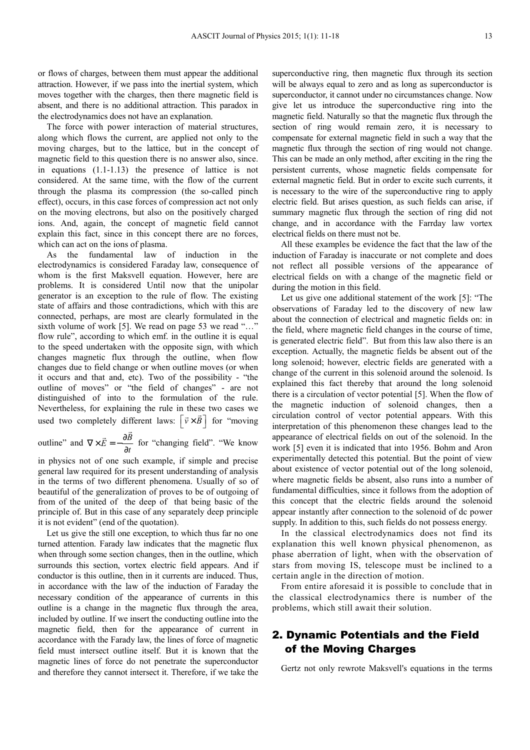or flows of charges, between them must appear the additional attraction. However, if we pass into the inertial system, which moves together with the charges, then there magnetic field is absent, and there is no additional attraction. This paradox in the electrodynamics does not have an explanation.

The force with power interaction of material structures, along which flows the current, are applied not only to the moving charges, but to the lattice, but in the concept of magnetic field to this question there is no answer also, since. in equations (1.1-1.13) the presence of lattice is not considered. At the same time, with the flow of the current through the plasma its compression (the so-called pinch effect), occurs, in this case forces of compression act not only on the moving electrons, but also on the positively charged ions. And, again, the concept of magnetic field cannot explain this fact, since in this concept there are no forces, which can act on the ions of plasma.

As the fundamental law of induction in the electrodynamics is considered Faraday law, consequence of whom is the first Maksvell equation. However, here are problems. It is considered Until now that the unipolar generator is an exception to the rule of flow. The existing state of affairs and those contradictions, which with this are connected, perhaps, are most are clearly formulated in the sixth volume of work [5]. We read on page 53 we read "…" flow rule", according to which emf. in the outline it is equal to the speed undertaken with the opposite sign, with which changes magnetic flux through the outline, when flow changes due to field change or when outline moves (or when it occurs and that and, etc). Two of the possibility - "the outline of moves" or "the field of changes" - are not distinguished of into to the formulation of the rule. Nevertheless, for explaining the rule in these two cases we used two completely different laws: $\left[\vec{v}\times\vec{B}\right]$ for "moving outline" and $\nabla\times\vec{E}=-\frac{\partial\vec{B}}{\partial t}$ for "changing field". "We know in physics not of one such example, if simple and precise general law required for its present understanding of analysis in the terms of two different phenomena. Usually of so of beautiful of the generalization of proves to be of outgoing of from of the united of the deep of that being basic of the principle of. But in this case of any separately deep principle it is not evident" (end of the quotation).

Let us give the still one exception, to which thus far no one turned attention. Farady law indicates that the magnetic flux when through some section changes, then in the outline, which surrounds this section, vortex electric field appears. And if conductor is this outline, then in it currents are induced. Thus, in accordance with the law of the induction of Faraday the necessary condition of the appearance of currents in this outline is a change in the magnetic flux through the area, included by outline. If we insert the conducting outline into the magnetic field, then for the appearance of current in accordance with the Farady law, the lines of force of magnetic field must intersect outline itself. But it is known that the magnetic lines of force do not penetrate the superconductor and therefore they cannot intersect it. Therefore, if we take the superconductive ring, then magnetic flux through its section will be always equal to zero and as long as superconductor is superconductor, it cannot under no circumstances change. Now give let us introduce the superconductive ring into the magnetic field. Naturally so that the magnetic flux through the section of ring would remain zero, it is necessary to compensate for external magnetic field in such a way that the magnetic flux through the section of ring would not change. This can be made an only method, after exciting in the ring the persistent currents, whose magnetic fields compensate for external magnetic field. But in order to excite such currents, it is necessary to the wire of the superconductive ring to apply electric field. But arises question, as such fields can arise, if summary magnetic flux through the section of ring did not change, and in accordance with the Farrday law vortex electrical fields on there must not be.

All these examples be evidence the fact that the law of the induction of Faraday is inaccurate or not complete and does not reflect all possible versions of the appearance of electrical fields on with a change of the magnetic field or during the motion in this field.

Let us give one additional statement of the work [5]: "The observations of Faraday led to the discovery of new law about the connection of electrical and magnetic fields on: in the field, where magnetic field changes in the course of time, is generated electric field". But from this law also there is an exception. Actually, the magnetic fields be absent out of the long solenoid; however, electric fields are generated with a change of the current in this solenoid around the solenoid. Is explained this fact thereby that around the long solenoid there is a circulation of vector potential [5]. When the flow of the magnetic induction of solenoid changes, then a circulation control of vector potential appears. With this interpretation of this phenomenon these changes lead to the appearance of electrical fields on out of the solenoid. In the work [5] even it is indicated that into 1956. Bohm and Aron experimentally detected this potential. But the point of view about existence of vector potential out of the long solenoid, where magnetic fields be absent, also runs into a number of fundamental difficulties, since it follows from the adoption of this concept that the electric fields around the solenoid appear instantly after connection to the solenoid of dc power supply. In addition to this, such fields do not possess energy.

In the classical electrodynamics does not find its explanation this well known physical phenomenon, as phase aberration of light, when with the observation of stars from moving IS, telescope must be inclined to a certain angle in the direction of motion.

From entire aforesaid it is possible to conclude that in the classical electrodynamics there is number of the problems, which still await their solution.

## 2. Dynamic Potentials and the Field of the Moving Charges

Gertz not only rewrote Maksvell's equations in the terms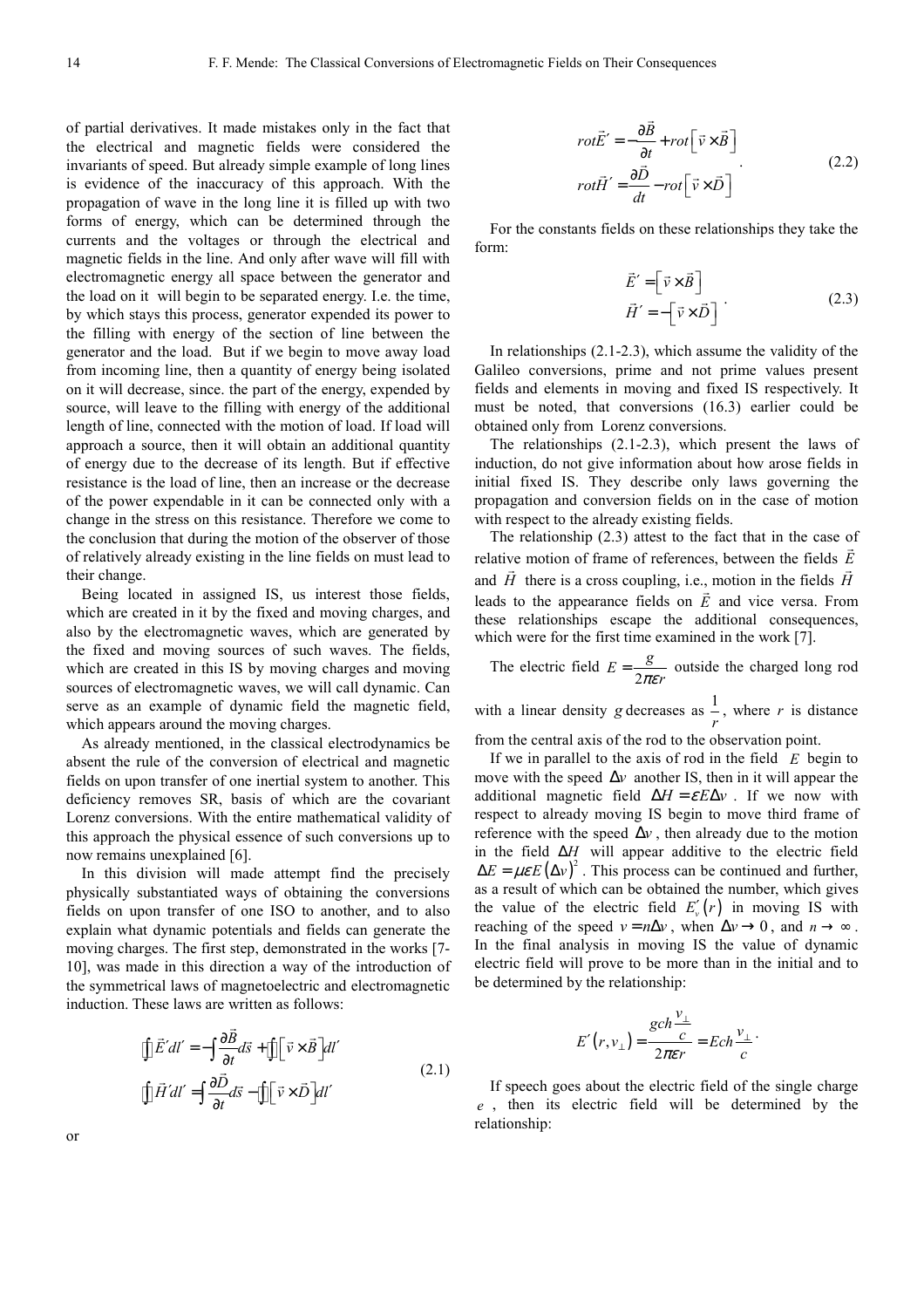of partial derivatives. It made mistakes only in the fact that the electrical and magnetic fields were considered the invariants of speed. But already simple example of long lines is evidence of the inaccuracy of this approach. With the propagation of wave in the long line it is filled up with two forms of energy, which can be determined through the currents and the voltages or through the electrical and magnetic fields in the line. And only after wave will fill with electromagnetic energy all space between the generator and the load on it will begin to be separated energy. I.e. the time, by which stays this process, generator expended its power to the filling with energy of the section of line between the generator and the load. But if we begin to move away load from incoming line, then a quantity of energy being isolated on it will decrease, since. the part of the energy, expended by source, will leave to the filling with energy of the additional length of line, connected with the motion of load. If load will approach a source, then it will obtain an additional quantity of energy due to the decrease of its length. But if effective resistance is the load of line, then an increase or the decrease of the power expendable in it can be connected only with a change in the stress on this resistance. Therefore we come to the conclusion that during the motion of the observer of those of relatively already existing in the line fields on must lead to their change.

Being located in assigned IS, us interest those fields, which are created in it by the fixed and moving charges, and also by the electromagnetic waves, which are generated by the fixed and moving sources of such waves. The fields, which are created in this IS by moving charges and moving sources of electromagnetic waves, we will call dynamic. Can serve as an example of dynamic field the magnetic field, which appears around the moving charges.

As already mentioned, in the classical electrodynamics be absent the rule of the conversion of electrical and magnetic fields on upon transfer of one inertial system to another. This deficiency removes SR, basis of which are the covariant Lorenz conversions. With the entire mathematical validity of this approach the physical essence of such conversions up to now remains unexplained [6].

In this division will made attempt find the precisely physically substantiated ways of obtaining the conversions fields on upon transfer of one ISO to another, and to also explain what dynamic potentials and fields can generate the moving charges. The first step, demonstrated in the works [7-10], was made in this direction a way of the introduction of the symmetrical laws of magnetoelectric and electromagnetic induction. These laws are written as follows:

$$\oint \vec{E}'dl' = -\int \frac{\partial \vec{B}}{\partial t}d\vec{s} + \oint \left[\vec{v}\times\vec{B}\right]dl'$$
$$\oint \vec{H}'dl' = \int \frac{\partial \vec{D}}{\partial t}d\vec{s} - \oint \left[\vec{v}\times\vec{D}\right]dl' \tag{2.1}$$

or

$$rot\vec{E}' = -\frac{\partial \vec{B}}{\partial t} + rot\left[\vec{v}\times\vec{B}\right]$$
$$rot\vec{H}' = \frac{\partial \vec{D}}{dt} - rot\left[\vec{v}\times\vec{D}\right] \tag{2.2}$$

For the constants fields on these relationships they take the form:

$$\vec{E}' = \left[\vec{v}\times\vec{B}\right]$$
$$\vec{H}' = -\left[\vec{v}\times\vec{D}\right] \tag{2.3}$$

In relationships (2.1-2.3), which assume the validity of the Galileo conversions, prime and not prime values present fields and elements in moving and fixed IS respectively. It must be noted, that conversions (16.3) earlier could be obtained only from Lorenz conversions.

The relationships (2.1-2.3), which present the laws of induction, do not give information about how arose fields in initial fixed IS. They describe only laws governing the propagation and conversion fields on in the case of motion with respect to the already existing fields.

The relationship (2.3) attest to the fact that in the case of relative motion of frame of references, between the fields $\vec{E}$ and $\vec{H}$ there is a cross coupling, i.e., motion in the fields $\vec{H}$ leads to the appearance fields on $\vec{E}$ and vice versa. From these relationships escape the additional consequences, which were for the first time examined in the work [7].

The electric field $E = \dfrac{g}{2\pi\varepsilon r}$ outside the charged long rod with a linear density $g$ decreases as $\dfrac{1}{r}$, where $r$ is distance from the central axis of the rod to the observation point.

If we in parallel to the axis of rod in the field $E$ begin to move with the speed $\Delta v$ another IS, then in it will appear the additional magnetic field $\Delta H = \varepsilon E\Delta v$. If we now with respect to already moving IS begin to move third frame of reference with the speed $\Delta v$, then already due to the motion in the field $\Delta H$ will appear additive to the electric field $\Delta E = \mu\varepsilon E(\Delta v)^2$. This process can be continued and further, as a result of which can be obtained the number, which gives the value of the electric field $E'_v(r)$ in moving IS with reaching of the speed $v = n\Delta v$, when $\Delta v \to 0$, and $n \to \infty$. In the final analysis in moving IS the value of dynamic electric field will prove to be more than in the initial and to be determined by the relationship:

$$E'(r, v_\perp) = \frac{gch\frac{v_\perp}{c}}{2\pi\varepsilon r} = Ech\frac{v_\perp}{c}.$$

If speech goes about the electric field of the single charge $e$, then its electric field will be determined by the relationship: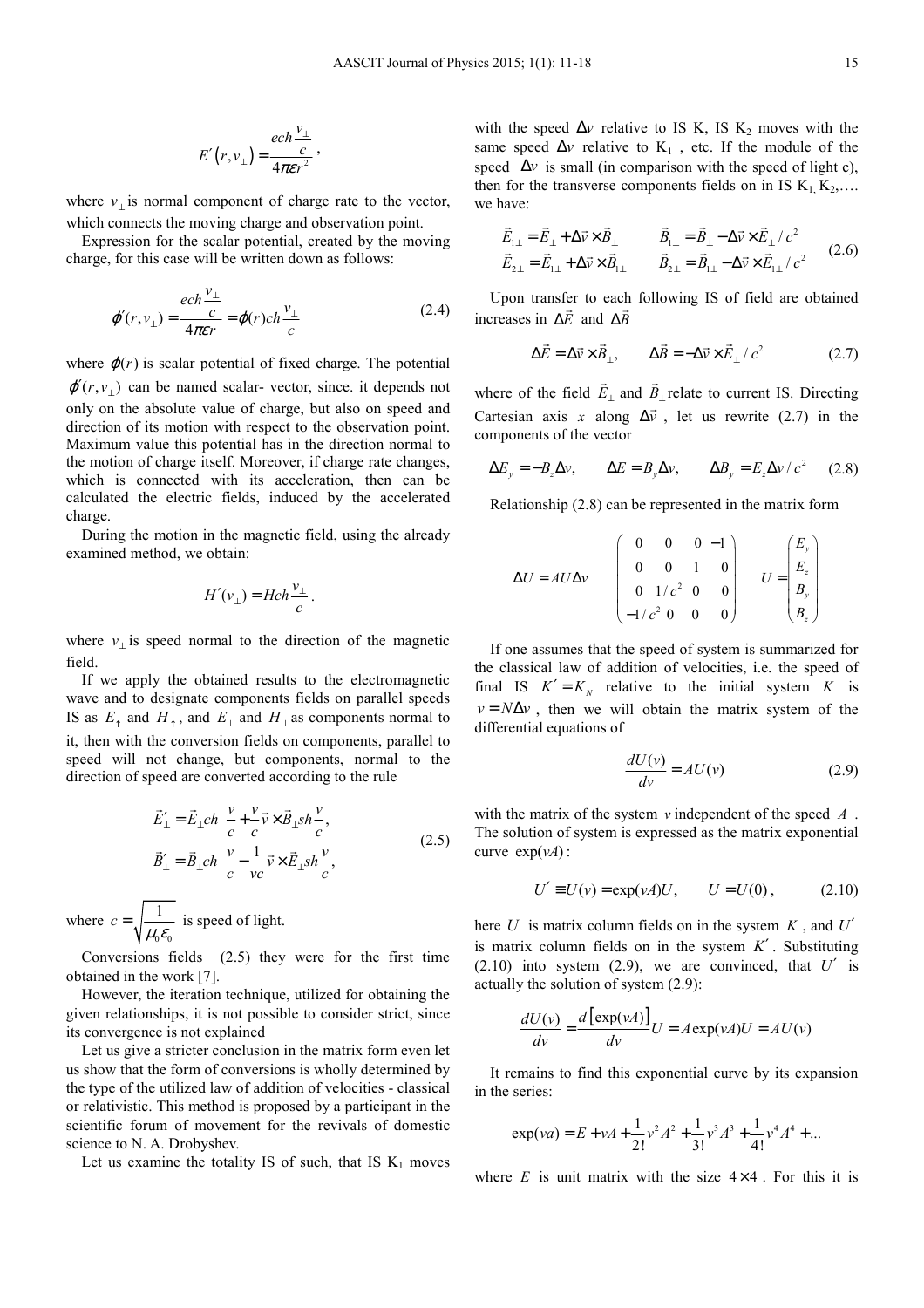$$E'(r, v_\perp) = \frac{e ch \frac{v_\perp}{c}}{4\pi\varepsilon r^2},$$

where $v_\perp$ is normal component of charge rate to the vector, which connects the moving charge and observation point.

Expression for the scalar potential, created by the moving charge, for this case will be written down as follows:

$$\varphi'(r, v_\perp) = \frac{e ch \frac{v_\perp}{c}}{4\pi\varepsilon r} = \varphi(r) ch \frac{v_\perp}{c} \tag{2.4}$$

where $\varphi(r)$ is scalar potential of fixed charge. The potential $\varphi'(r, v_\perp)$ can be named scalar- vector, since. it depends not only on the absolute value of charge, but also on speed and direction of its motion with respect to the observation point. Maximum value this potential has in the direction normal to the motion of charge itself. Moreover, if charge rate changes, which is connected with its acceleration, then can be calculated the electric fields, induced by the accelerated charge.

During the motion in the magnetic field, using the already examined method, we obtain:

$$H'(v_\perp) = H ch \frac{v_\perp}{c}.$$

where $v_\perp$ is speed normal to the direction of the magnetic field.

If we apply the obtained results to the electromagnetic wave and to designate components fields on parallel speeds IS as $E_\uparrow$ and $H_\uparrow$, and $E_\perp$ and $H_\perp$ as components normal to it, then with the conversion fields on components, parallel to speed will not change, but components, normal to the direction of speed are converted according to the rule

$$\begin{aligned} \vec{E}'_\perp &= \vec{E}_\perp ch \frac{v}{c} + \frac{v}{c} \vec{v} \times \vec{B}_\perp sh \frac{v}{c}, \\ \vec{B}'_\perp &= \vec{B}_\perp ch \frac{v}{c} - \frac{1}{vc} \vec{v} \times \vec{E}_\perp sh \frac{v}{c}, \end{aligned} \tag{2.5}$$

where $c = \sqrt{\dfrac{1}{\mu_0 \varepsilon_0}}$ is speed of light.

Conversions fields (2.5) they were for the first time obtained in the work [7].

However, the iteration technique, utilized for obtaining the given relationships, it is not possible to consider strict, since its convergence is not explained

Let us give a stricter conclusion in the matrix form even let us show that the form of conversions is wholly determined by the type of the utilized law of addition of velocities - classical or relativistic. This method is proposed by a participant in the scientific forum of movement for the revivals of domestic science to N. A. Drobyshev.

Let us examine the totality IS of such, that IS $K_1$ moves with the speed $\Delta v$ relative to IS K, IS $K_2$ moves with the same speed $\Delta v$ relative to $K_1$, etc. If the module of the speed $\Delta v$ is small (in comparison with the speed of light c), then for the transverse components fields on in IS $K_1$, $K_2$,…. we have:

$$\begin{aligned} \vec{E}_{1\perp} &= \vec{E}_\perp + \Delta\vec{v} \times \vec{B}_\perp & \vec{B}_{1\perp} &= \vec{B}_\perp - \Delta\vec{v} \times \vec{E}_\perp / c^2 \\ \vec{E}_{2\perp} &= \vec{E}_{1\perp} + \Delta\vec{v} \times \vec{B}_{1\perp} & \vec{B}_{2\perp} &= \vec{B}_{1\perp} - \Delta\vec{v} \times \vec{E}_{1\perp} / c^2 \end{aligned} \tag{2.6}$$

Upon transfer to each following IS of field are obtained increases in $\Delta\vec{E}$ and $\Delta\vec{B}$

$$\Delta\vec{E} = \Delta\vec{v} \times \vec{B}_\perp, \qquad \Delta\vec{B} = -\Delta\vec{v} \times \vec{E}_\perp / c^2 \tag{2.7}$$

where of the field $\vec{E}_\perp$ and $\vec{B}_\perp$ relate to current IS. Directing Cartesian axis $x$ along $\Delta\vec{v}$, let us rewrite (2.7) in the components of the vector

$$\Delta E_y = -B_z \Delta v, \qquad \Delta E = B_y \Delta v, \qquad \Delta B_y = E_z \Delta v / c^2 \tag{2.8}$$

Relationship (2.8) can be represented in the matrix form

$$\Delta U = AU\Delta v \qquad \begin{pmatrix} 0 & 0 & 0 & -1 \\ 0 & 0 & 1 & 0 \\ 0 & 1/c^2 & 0 & 0 \\ -1/c^2 & 0 & 0 & 0 \end{pmatrix} \qquad U = \begin{pmatrix} E_y \\ E_z \\ B_y \\ B_z \end{pmatrix}$$

If one assumes that the speed of system is summarized for the classical law of addition of velocities, i.e. the speed of final IS $K' = K_N$ relative to the initial system $K$ is $v = N\Delta v$, then we will obtain the matrix system of the differential equations of

$$\frac{dU(v)}{dv} = AU(v) \tag{2.9}$$

with the matrix of the system $v$ independent of the speed $A$. The solution of system is expressed as the matrix exponential curve $\exp(vA)$:

$$U' \equiv U(v) = \exp(vA)U, \qquad U = U(0), \tag{2.10}$$

here $U$ is matrix column fields on in the system $K$, and $U'$ is matrix column fields on in the system $K'$. Substituting (2.10) into system (2.9), we are convinced, that $U'$ is actually the solution of system (2.9):

$$\frac{dU(v)}{dv} = \frac{d[\exp(vA)]}{dv} U = A\exp(vA)U = AU(v)$$

It remains to find this exponential curve by its expansion in the series:

$$\exp(va) = E + vA + \frac{1}{2!}v^2A^2 + \frac{1}{3!}v^3A^3 + \frac{1}{4!}v^4A^4 + ...$$

where $E$ is unit matrix with the size $4 \times 4$. For this it is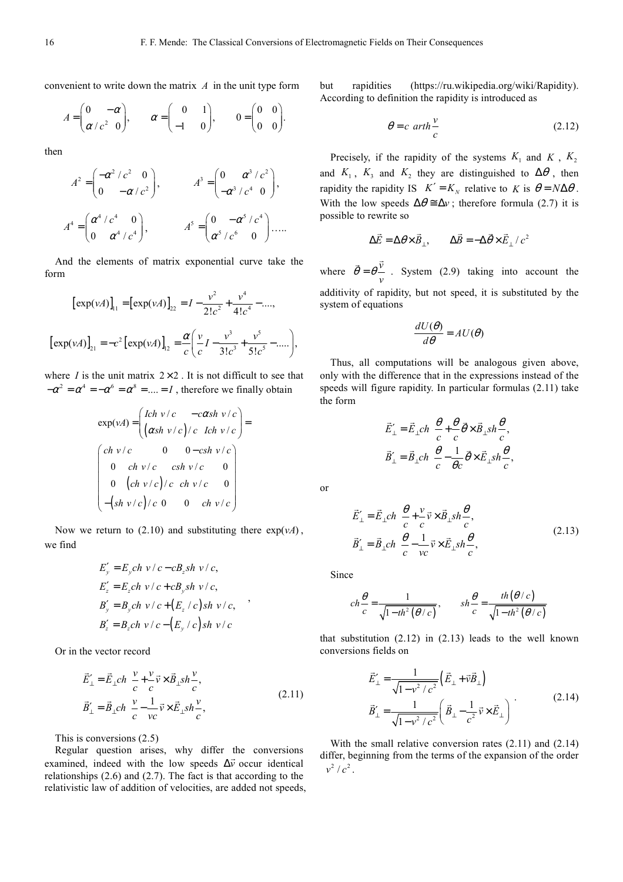convenient to write down the matrix $A$ in the unit type form

$$A = \begin{pmatrix} 0 & -\alpha \\ \alpha / c^2 & 0 \end{pmatrix}, \qquad \alpha = \begin{pmatrix} 0 & 1 \\ -1 & 0 \end{pmatrix}, \qquad 0 = \begin{pmatrix} 0 & 0 \\ 0 & 0 \end{pmatrix}.$$

then

$$A^2 = \begin{pmatrix} -\alpha^2 / c^2 & 0 \\ 0 & -\alpha / c^2 \end{pmatrix}, \qquad A^3 = \begin{pmatrix} 0 & \alpha^3 / c^2 \\ -\alpha^3 / c^4 & 0 \end{pmatrix},$$

$$A^4 = \begin{pmatrix} \alpha^4 / c^4 & 0 \\ 0 & \alpha^4 / c^4 \end{pmatrix}, \qquad A^5 = \begin{pmatrix} 0 & -\alpha^5 / c^4 \\ \alpha^5 / c^6 & 0 \end{pmatrix} \ldots..$$

And the elements of matrix exponential curve take the form

$$\left[\exp(vA)\right]_{11} = \left[\exp(vA)\right]_{22} = I - \frac{v^2}{2!c^2} + \frac{v^4}{4!c^4} - ....,$$

$$\left[\exp(vA)\right]_{21} = -c^2 \left[\exp(vA)\right]_{12} = \frac{\alpha}{c}\left(\frac{v}{c} I - \frac{v^3}{3!c^3} + \frac{v^5}{5!c^5} - .....\right),$$

where $I$ is the unit matrix $2 \times 2$. It is not difficult to see that $-\alpha^2 = \alpha^4 = -\alpha^6 = \alpha^8 = .... = I$, therefore we finally obtain

$$\exp(vA) = \begin{pmatrix} Ich\ v/c & -c\alpha sh\ v/c \\ \left(\alpha sh\ v/c\right)/c & Ich\ v/c \end{pmatrix} =$$

$$\begin{pmatrix} ch\ v/c & 0 & 0 & -csh\ v/c \\ 0 & ch\ v/c & csh\ v/c & 0 \\ 0 & \left(ch\ v/c\right)/c & ch\ v/c & 0 \\ -\left(sh\ v/c\right)/c & 0 & 0 & ch\ v/c \end{pmatrix}$$

Now we return to (2.10) and substituting there $\exp(vA)$, we find

$$\begin{aligned} E'_y &= E_y ch\ v/c - cB_z sh\ v/c, \\ E'_z &= E_z ch\ v/c + cB_y sh\ v/c, \\ B'_y &= B_y ch\ v/c + \left(E_z / c\right) sh\ v/c, \\ B'_z &= B_z ch\ v/c - \left(E_y / c\right) sh\ v/c \end{aligned},$$

Or in the vector record

$$\begin{aligned} \vec{E}'_\perp &= \vec{E}_\perp ch\ \frac{v}{c} + \frac{v}{c} \vec{v} \times \vec{B}_\perp sh \frac{v}{c}, \\ \vec{B}'_\perp &= \vec{B}_\perp ch\ \frac{v}{c} - \frac{1}{vc} \vec{v} \times \vec{E}_\perp sh \frac{v}{c}, \end{aligned} \tag{2.11}$$

This is conversions (2.5)

Regular question arises, why differ the conversions examined, indeed with the low speeds $\Delta\vec{v}$ occur identical relationships (2.6) and (2.7). The fact is that according to the relativistic law of addition of velocities, are added not speeds, but rapidities (https://ru.wikipedia.org/wiki/Rapidity). According to definition the rapidity is introduced as

$$\theta = c\ arth \frac{v}{c} \tag{2.12}$$

Precisely, if the rapidity of the systems $K_1$ and $K$, $K_2$ and $K_1$, $K_3$ and $K_2$ they are distinguished to $\Delta\theta$, then rapidity the rapidity IS $K' = K_N$ relative to $K$ is $\theta = N\Delta\theta$. With the low speeds $\Delta\theta \cong \Delta v$; therefore formula (2.7) it is possible to rewrite so

$$\Delta\vec{E} = \Delta\vec{\theta} \times \vec{B}_\perp, \qquad \Delta\vec{B} = -\Delta\vec{\theta} \times \vec{E}_\perp / c^2$$

where $\vec{\theta} = \theta \frac{\vec{v}}{v}$. System (2.9) taking into account the additivity of rapidity, but not speed, it is substituted by the system of equations

$$\frac{dU(\theta)}{d\theta} = AU(\theta)$$

Thus, all computations will be analogous given above, only with the difference that in the expressions instead of the speeds will figure rapidity. In particular formulas (2.11) take the form

$$\begin{aligned} \vec{E}'_\perp &= \vec{E}_\perp ch\ \frac{\theta}{c} + \frac{\theta}{c} \vec{\theta} \times \vec{B}_\perp sh \frac{\theta}{c}, \\ \vec{B}'_\perp &= \vec{B}_\perp ch\ \frac{\theta}{c} - \frac{1}{\theta c} \vec{\theta} \times \vec{E}_\perp sh \frac{\theta}{c}, \end{aligned}$$

or

$$\begin{aligned} \vec{E}'_\perp &= \vec{E}_\perp ch\ \frac{\theta}{c} + \frac{v}{c} \vec{v} \times \vec{B}_\perp sh \frac{\theta}{c}, \\ \vec{B}'_\perp &= \vec{B}_\perp ch\ \frac{\theta}{c} - \frac{1}{vc} \vec{v} \times \vec{E}_\perp sh \frac{\theta}{c}, \end{aligned} \tag{2.13}$$

Since

$$ch \frac{\theta}{c} = \frac{1}{\sqrt{1 - th^2\left(\theta / c\right)}}, \qquad sh \frac{\theta}{c} = \frac{th\left(\theta / c\right)}{\sqrt{1 - th^2\left(\theta / c\right)}}$$

that substitution (2.12) in (2.13) leads to the well known conversions fields on

$$\begin{aligned} \vec{E}'_\perp &= \frac{1}{\sqrt{1 - v^2 / c^2}}\left(\vec{E}_\perp + \vec{v}\vec{B}_\perp\right) \\ \vec{B}'_\perp &= \frac{1}{\sqrt{1 - v^2 / c^2}}\left(\vec{B}_\perp - \frac{1}{c^2} \vec{v} \times \vec{E}_\perp\right) \end{aligned}. \tag{2.14}$$

With the small relative conversion rates (2.11) and (2.14) differ, beginning from the terms of the expansion of the order $v^2 / c^2$.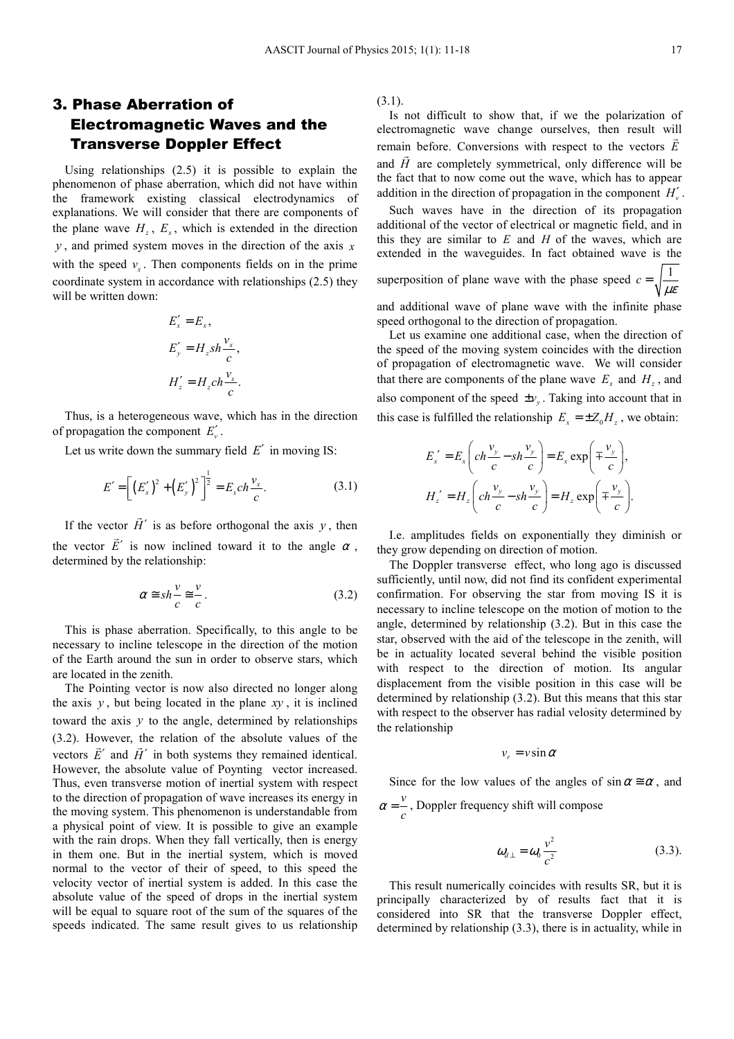## 3. Phase Aberration of Electromagnetic Waves and the Transverse Doppler Effect

Using relationships (2.5) it is possible to explain the phenomenon of phase aberration, which did not have within the framework existing classical electrodynamics of explanations. We will consider that there are components of the plane wave $H_z$, $E_x$, which is extended in the direction $y$, and primed system moves in the direction of the axis $x$ with the speed $v_x$. Then components fields on in the prime coordinate system in accordance with relationships (2.5) they will be written down:

$$E'_x = E_x,$$

$$E'_y = H_z sh\frac{v_x}{c},$$

$$H'_z = H_z ch\frac{v_x}{c}.$$

Thus, is a heterogeneous wave, which has in the direction of propagation the component $E'_y$.

Let us write down the summary field $E'$ in moving IS:

$$E' = \left[\left(E'_x\right)^2 + \left(E'_y\right)^2\right]^{\frac{1}{2}} = E_x ch\frac{v_x}{c}. \quad (3.1)$$

If the vector $\vec{H}'$ is as before orthogonal the axis $y$, then the vector $\vec{E}'$ is now inclined toward it to the angle $\alpha$, determined by the relationship:

$$\alpha \cong sh\frac{v}{c} \cong \frac{v}{c}. \quad (3.2)$$

This is phase aberration. Specifically, to this angle to be necessary to incline telescope in the direction of the motion of the Earth around the sun in order to observe stars, which are located in the zenith.

The Pointing vector is now also directed no longer along the axis $y$, but being located in the plane $xy$, it is inclined toward the axis $y$ to the angle, determined by relationships (3.2). However, the relation of the absolute values of the vectors $\vec{E}'$ and $\vec{H}'$ in both systems they remained identical. However, the absolute value of Poynting vector increased. Thus, even transverse motion of inertial system with respect to the direction of propagation of wave increases its energy in the moving system. This phenomenon is understandable from a physical point of view. It is possible to give an example with the rain drops. When they fall vertically, then is energy in them one. But in the inertial system, which is moved normal to the vector of their of speed, to this speed the velocity vector of inertial system is added. In this case the absolute value of the speed of drops in the inertial system will be equal to square root of the sum of the squares of the speeds indicated. The same result gives to us relationship (3.1).

Is not difficult to show that, if we the polarization of electromagnetic wave change ourselves, then result will remain before. Conversions with respect to the vectors $\vec{E}$ and $\vec{H}$ are completely symmetrical, only difference will be the fact that to now come out the wave, which has to appear addition in the direction of propagation in the component $H'_y$.

Such waves have in the direction of its propagation additional of the vector of electrical or magnetic field, and in this they are similar to $E$ and $H$ of the waves, which are extended in the waveguides. In fact obtained wave is the superposition of plane wave with the phase speed $c = \sqrt{\frac{1}{\mu\varepsilon}}$ and additional wave of plane wave with the infinite phase speed orthogonal to the direction of propagation.

Let us examine one additional case, when the direction of the speed of the moving system coincides with the direction of propagation of electromagnetic wave. We will consider that there are components of the plane wave $E_x$ and $H_z$, and also component of the speed $\pm v_y$. Taking into account that in this case is fulfilled the relationship $E_x = \pm Z_0 H_z$, we obtain:

$$E_x{}' = E_x\left(ch\frac{v_y}{c} - sh\frac{v_y}{c}\right) = E_x \exp\left(\mp\frac{v_y}{c}\right),$$

$$H_z{}' = H_z\left(ch\frac{v_y}{c} - sh\frac{v_y}{c}\right) = H_z \exp\left(\mp\frac{v_y}{c}\right).$$

I.e. amplitudes fields on exponentially they diminish or they grow depending on direction of motion.

The Doppler transverse effect, who long ago is discussed sufficiently, until now, did not find its confident experimental confirmation. For observing the star from moving IS it is necessary to incline telescope on the motion of motion to the angle, determined by relationship (3.2). But in this case the star, observed with the aid of the telescope in the zenith, will be in actuality located several behind the visible position with respect to the direction of motion. Its angular displacement from the visible position in this case will be determined by relationship (3.2). But this means that this star with respect to the observer has radial velosity determined by the relationship

$$v_r = v\sin\alpha$$

Since for the low values of the angles of $\sin\alpha \cong \alpha$, and $\alpha = \frac{v}{c}$, Doppler frequency shift will compose

$$\omega_{d\perp} = \omega_0\frac{v^2}{c^2} \quad (3.3).$$

This result numerically coincides with results SR, but it is principally characterized by of results fact that it is considered into SR that the transverse Doppler effect, determined by relationship (3.3), there is in actuality, while in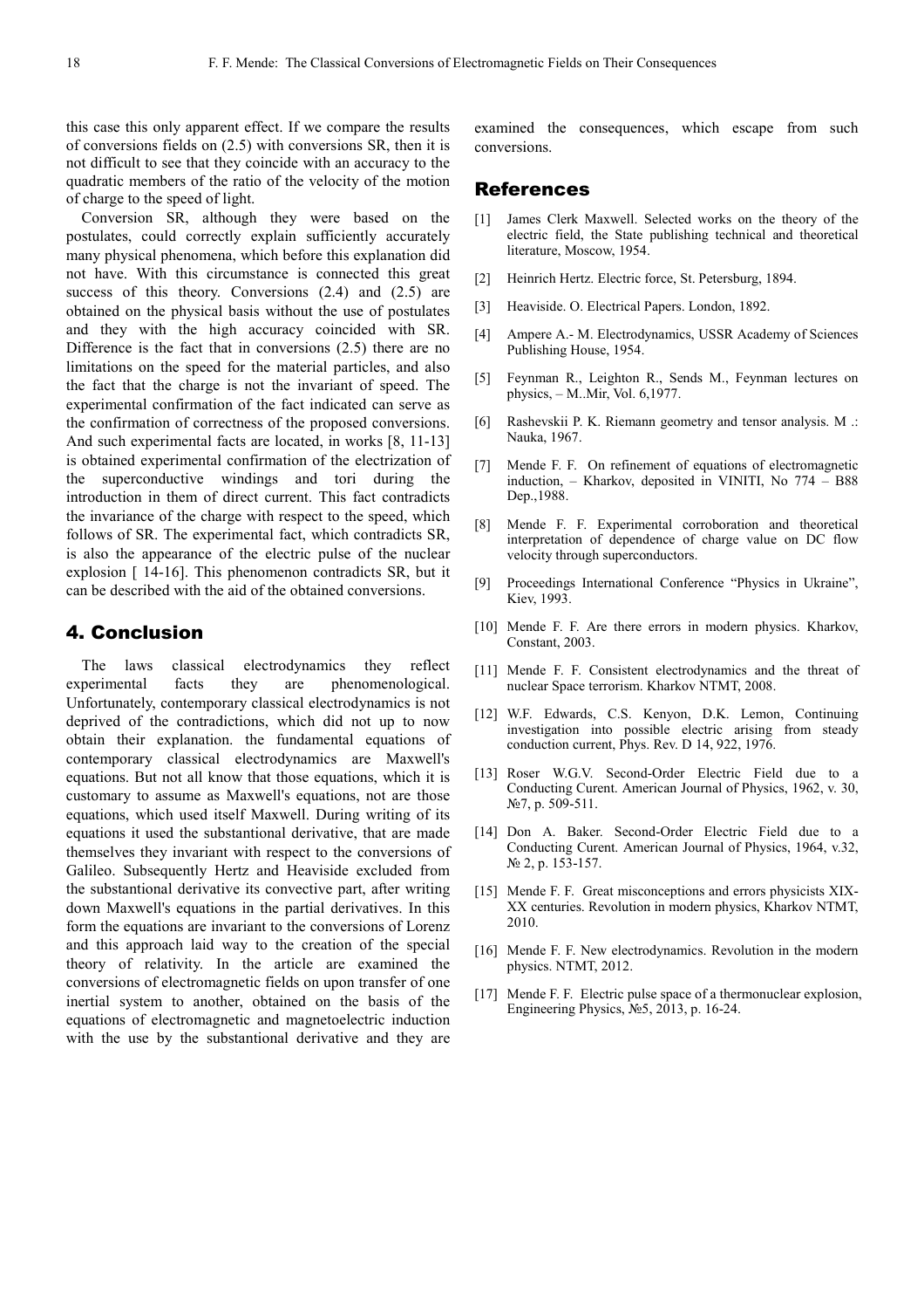this case this only apparent effect. If we compare the results of conversions fields on (2.5) with conversions SR, then it is not difficult to see that they coincide with an accuracy to the quadratic members of the ratio of the velocity of the motion of charge to the speed of light.

Conversion SR, although they were based on the postulates, could correctly explain sufficiently accurately many physical phenomena, which before this explanation did not have. With this circumstance is connected this great success of this theory. Conversions (2.4) and (2.5) are obtained on the physical basis without the use of postulates and they with the high accuracy coincided with SR. Difference is the fact that in conversions (2.5) there are no limitations on the speed for the material particles, and also the fact that the charge is not the invariant of speed. The experimental confirmation of the fact indicated can serve as the confirmation of correctness of the proposed conversions. And such experimental facts are located, in works [8, 11-13] is obtained experimental confirmation of the electrization of the superconductive windings and tori during the introduction in them of direct current. This fact contradicts the invariance of the charge with respect to the speed, which follows of SR. The experimental fact, which contradicts SR, is also the appearance of the electric pulse of the nuclear explosion [ 14-16]. This phenomenon contradicts SR, but it can be described with the aid of the obtained conversions.

## 4. Conclusion

The laws classical electrodynamics they reflect experimental facts they are phenomenological. Unfortunately, contemporary classical electrodynamics is not deprived of the contradictions, which did not up to now obtain their explanation. the fundamental equations of contemporary classical electrodynamics are Maxwell's equations. But not all know that those equations, which it is customary to assume as Maxwell's equations, not are those equations, which used itself Maxwell. During writing of its equations it used the substantional derivative, that are made themselves they invariant with respect to the conversions of Galileo. Subsequently Hertz and Heaviside excluded from the substantional derivative its convective part, after writing down Maxwell's equations in the partial derivatives. In this form the equations are invariant to the conversions of Lorenz and this approach laid way to the creation of the special theory of relativity. In the article are examined the conversions of electromagnetic fields on upon transfer of one inertial system to another, obtained on the basis of the equations of electromagnetic and magnetoelectric induction with the use by the substantional derivative and they are examined the consequences, which escape from such conversions.

## References

[1] James Clerk Maxwell. Selected works on the theory of the electric field, the State publishing technical and theoretical literature, Moscow, 1954.

[2] Heinrich Hertz. Electric force, St. Petersburg, 1894.

[3] Heaviside. O. Electrical Papers. London, 1892.

[4] Ampere A.- M. Electrodynamics, USSR Academy of Sciences Publishing House, 1954.

[5] Feynman R., Leighton R., Sends M., Feynman lectures on physics, – M..Mir, Vol. 6,1977.

[6] Rashevskii P. K. Riemann geometry and tensor analysis. M .: Nauka, 1967.

[7] Mende F. F. On refinement of equations of electromagnetic induction, – Kharkov, deposited in VINITI, No 774 – B88 Dep.,1988.

[8] Mende F. F. Experimental corroboration and theoretical interpretation of dependence of charge value on DC flow velocity through superconductors.

[9] Proceedings International Conference "Physics in Ukraine", Kiev, 1993.

[10] Mende F. F. Are there errors in modern physics. Kharkov, Constant, 2003.

[11] Mende F. F. Consistent electrodynamics and the threat of nuclear Space terrorism. Kharkov NTMT, 2008.

[12] W.F. Edwards, C.S. Kenyon, D.K. Lemon, Continuing investigation into possible electric arising from steady conduction current, Phys. Rev. D 14, 922, 1976.

[13] Roser W.G.V. Second-Order Electric Field due to a Conducting Curent. American Journal of Physics, 1962, v. 30, №7, p. 509-511.

[14] Don A. Baker. Second-Order Electric Field due to a Conducting Curent. American Journal of Physics, 1964, v.32, № 2, p. 153-157.

[15] Mende F. F. Great misconceptions and errors physicists XIX-XX centuries. Revolution in modern physics, Kharkov NTMT, 2010.

[16] Mende F. F. New electrodynamics. Revolution in the modern physics. NTMT, 2012.

[17] Mende F. F. Electric pulse space of a thermonuclear explosion, Engineering Physics, №5, 2013, p. 16-24.